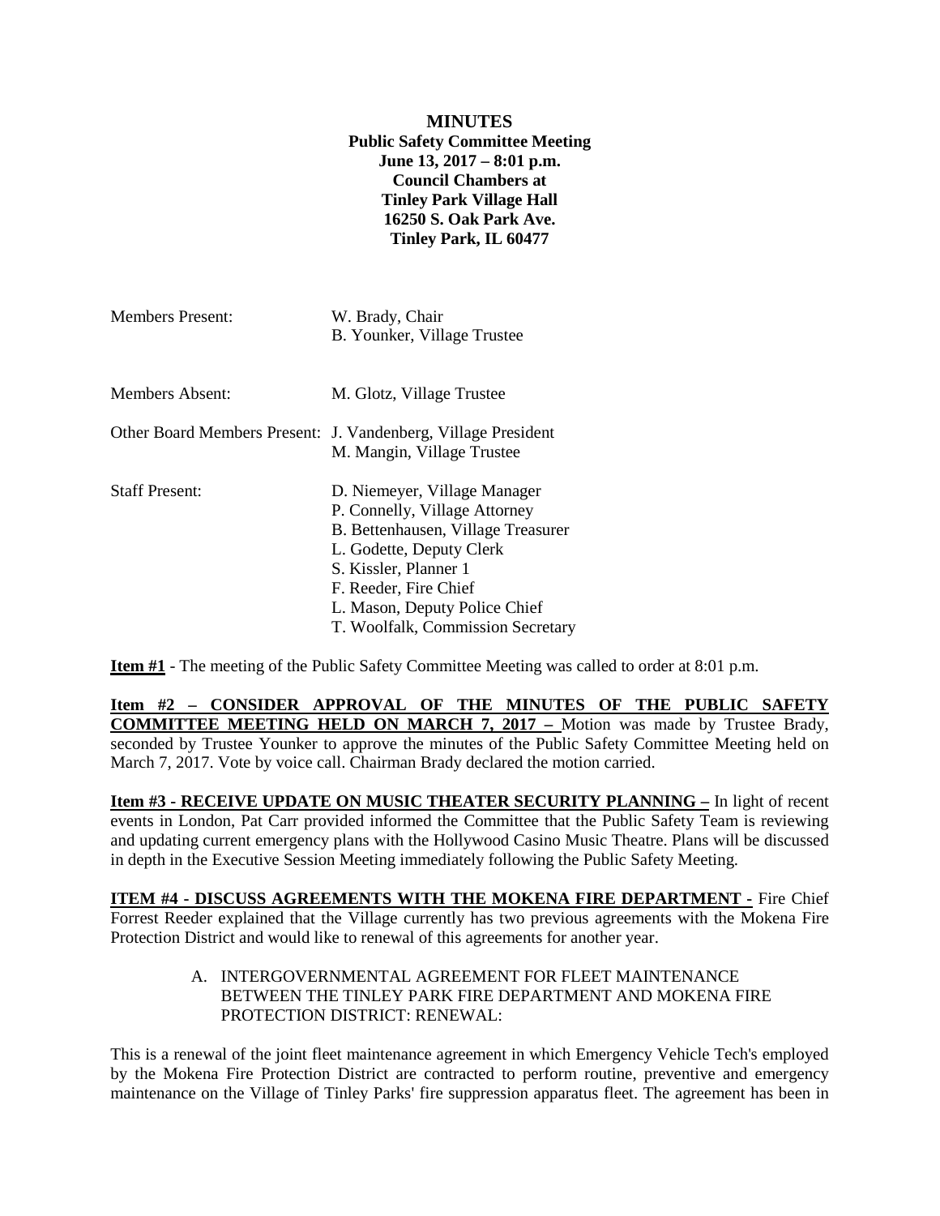**MINUTES**
**Public Safety Committee Meeting**
**June 13, 2017 – 8:01 p.m.**
**Council Chambers at**
**Tinley Park Village Hall**
**16250 S. Oak Park Ave.**
**Tinley Park, IL 60477**

| | |
|---|---|
| Members Present: | W. Brady, Chair<br>B. Younker, Village Trustee |
| Members Absent: | M. Glotz, Village Trustee |
| Other Board Members Present: | J. Vandenberg, Village President<br>M. Mangin, Village Trustee |
| Staff Present: | D. Niemeyer, Village Manager<br>P. Connelly, Village Attorney<br>B. Bettenhausen, Village Treasurer<br>L. Godette, Deputy Clerk<br>S. Kissler, Planner 1<br>F. Reeder, Fire Chief<br>L. Mason, Deputy Police Chief<br>T. Woolfalk, Commission Secretary |

**Item #1** - The meeting of the Public Safety Committee Meeting was called to order at 8:01 p.m.

**Item #2 – CONSIDER APPROVAL OF THE MINUTES OF THE PUBLIC SAFETY COMMITTEE MEETING HELD ON MARCH 7, 2017 –** Motion was made by Trustee Brady, seconded by Trustee Younker to approve the minutes of the Public Safety Committee Meeting held on March 7, 2017. Vote by voice call. Chairman Brady declared the motion carried.

**Item #3 - RECEIVE UPDATE ON MUSIC THEATER SECURITY PLANNING –** In light of recent events in London, Pat Carr provided informed the Committee that the Public Safety Team is reviewing and updating current emergency plans with the Hollywood Casino Music Theatre. Plans will be discussed in depth in the Executive Session Meeting immediately following the Public Safety Meeting.

**ITEM #4 - DISCUSS AGREEMENTS WITH THE MOKENA FIRE DEPARTMENT -** Fire Chief Forrest Reeder explained that the Village currently has two previous agreements with the Mokena Fire Protection District and would like to renewal of this agreements for another year.

A. INTERGOVERNMENTAL AGREEMENT FOR FLEET MAINTENANCE BETWEEN THE TINLEY PARK FIRE DEPARTMENT AND MOKENA FIRE PROTECTION DISTRICT: RENEWAL:

This is a renewal of the joint fleet maintenance agreement in which Emergency Vehicle Tech's employed by the Mokena Fire Protection District are contracted to perform routine, preventive and emergency maintenance on the Village of Tinley Parks' fire suppression apparatus fleet. The agreement has been in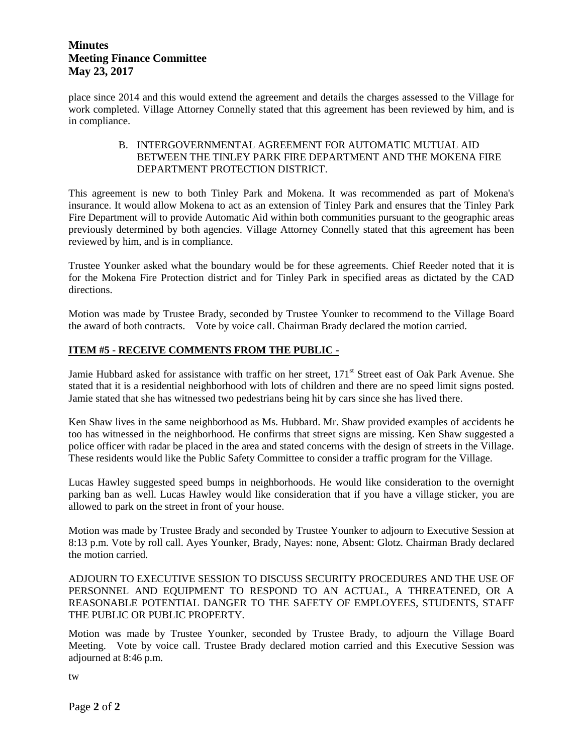place since 2014 and this would extend the agreement and details the charges assessed to the Village for work completed. Village Attorney Connelly stated that this agreement has been reviewed by him, and is in compliance.

B. INTERGOVERNMENTAL AGREEMENT FOR AUTOMATIC MUTUAL AID BETWEEN THE TINLEY PARK FIRE DEPARTMENT AND THE MOKENA FIRE DEPARTMENT PROTECTION DISTRICT.

This agreement is new to both Tinley Park and Mokena. It was recommended as part of Mokena's insurance. It would allow Mokena to act as an extension of Tinley Park and ensures that the Tinley Park Fire Department will to provide Automatic Aid within both communities pursuant to the geographic areas previously determined by both agencies. Village Attorney Connelly stated that this agreement has been reviewed by him, and is in compliance.

Trustee Younker asked what the boundary would be for these agreements. Chief Reeder noted that it is for the Mokena Fire Protection district and for Tinley Park in specified areas as dictated by the CAD directions.

Motion was made by Trustee Brady, seconded by Trustee Younker to recommend to the Village Board the award of both contracts. Vote by voice call. Chairman Brady declared the motion carried.

**ITEM #5 - RECEIVE COMMENTS FROM THE PUBLIC -**

Jamie Hubbard asked for assistance with traffic on her street, 171st Street east of Oak Park Avenue. She stated that it is a residential neighborhood with lots of children and there are no speed limit signs posted. Jamie stated that she has witnessed two pedestrians being hit by cars since she has lived there.

Ken Shaw lives in the same neighborhood as Ms. Hubbard. Mr. Shaw provided examples of accidents he too has witnessed in the neighborhood. He confirms that street signs are missing. Ken Shaw suggested a police officer with radar be placed in the area and stated concerns with the design of streets in the Village. These residents would like the Public Safety Committee to consider a traffic program for the Village.

Lucas Hawley suggested speed bumps in neighborhoods. He would like consideration to the overnight parking ban as well. Lucas Hawley would like consideration that if you have a village sticker, you are allowed to park on the street in front of your house.

Motion was made by Trustee Brady and seconded by Trustee Younker to adjourn to Executive Session at 8:13 p.m. Vote by roll call. Ayes Younker, Brady, Nayes: none, Absent: Glotz. Chairman Brady declared the motion carried.

ADJOURN TO EXECUTIVE SESSION TO DISCUSS SECURITY PROCEDURES AND THE USE OF PERSONNEL AND EQUIPMENT TO RESPOND TO AN ACTUAL, A THREATENED, OR A REASONABLE POTENTIAL DANGER TO THE SAFETY OF EMPLOYEES, STUDENTS, STAFF THE PUBLIC OR PUBLIC PROPERTY.

Motion was made by Trustee Younker, seconded by Trustee Brady, to adjourn the Village Board Meeting. Vote by voice call. Trustee Brady declared motion carried and this Executive Session was adjourned at 8:46 p.m.

tw